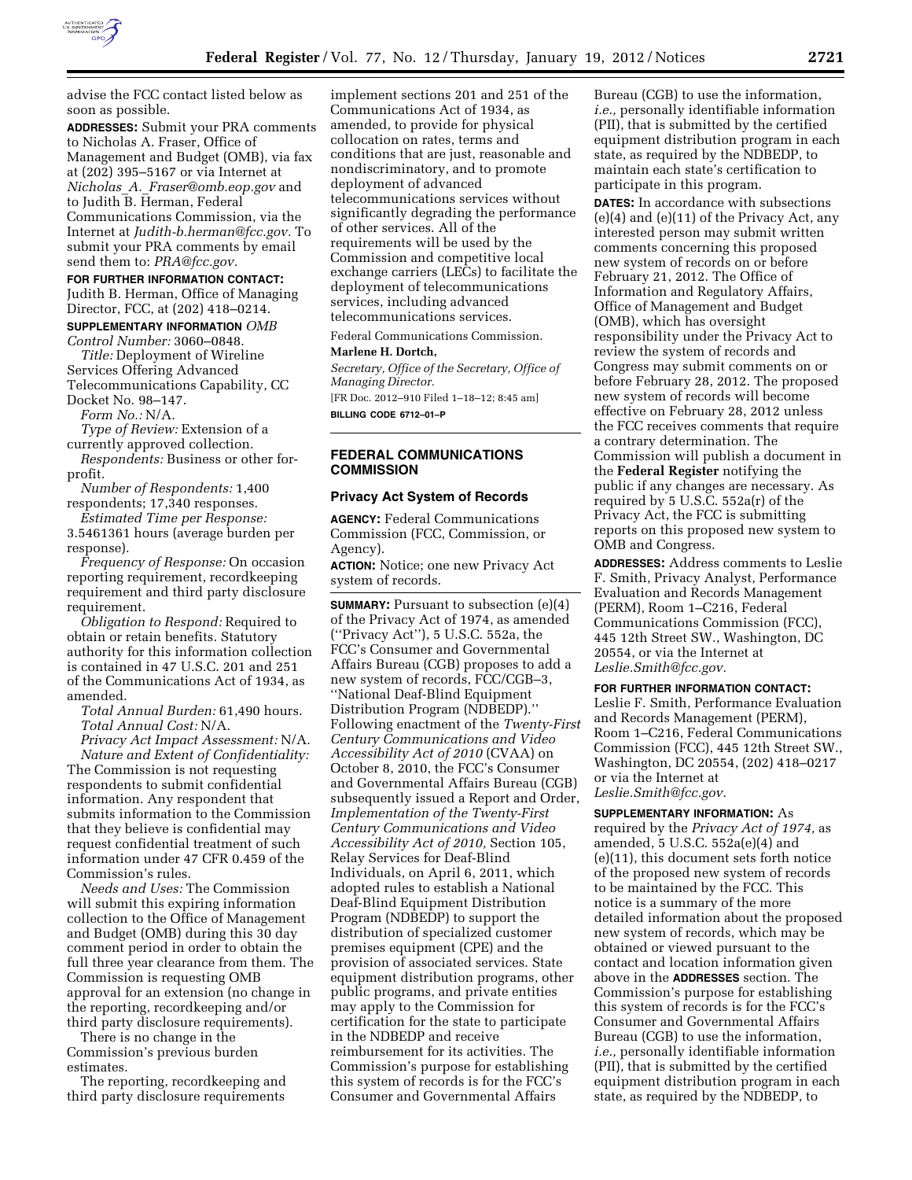advise the FCC contact listed below as soon as possible.

**ADDRESSES:** Submit your PRA comments to Nicholas A. Fraser, Office of Management and Budget (OMB), via fax at (202) 395–5167 or via Internet at *Nicholas_A._Fraser@omb.eop.gov* and to Judith B. Herman, Federal Communications Commission, via the Internet at *Judith-b.herman@fcc.gov.* To submit your PRA comments by email send them to: *PRA@fcc.gov.*

**FOR FURTHER INFORMATION CONTACT:** Judith B. Herman, Office of Managing Director, FCC, at (202) 418–0214.

**SUPPLEMENTARY INFORMATION** *OMB Control Number:* 3060–0848.

*Title:* Deployment of Wireline Services Offering Advanced Telecommunications Capability, CC Docket No. 98–147.

*Form No.:* N/A.

*Type of Review:* Extension of a currently approved collection.

*Respondents:* Business or other for-profit.

*Number of Respondents:* 1,400 respondents; 17,340 responses.

*Estimated Time per Response:* 3.5461361 hours (average burden per response).

*Frequency of Response:* On occasion reporting requirement, recordkeeping requirement and third party disclosure requirement.

*Obligation to Respond:* Required to obtain or retain benefits. Statutory authority for this information collection is contained in 47 U.S.C. 201 and 251 of the Communications Act of 1934, as amended.

*Total Annual Burden:* 61,490 hours.

*Total Annual Cost:* N/A.

*Privacy Act Impact Assessment:* N/A.

*Nature and Extent of Confidentiality:* The Commission is not requesting respondents to submit confidential information. Any respondent that submits information to the Commission that they believe is confidential may request confidential treatment of such information under 47 CFR 0.459 of the Commission's rules.

*Needs and Uses:* The Commission will submit this expiring information collection to the Office of Management and Budget (OMB) during this 30 day comment period in order to obtain the full three year clearance from them. The Commission is requesting OMB approval for an extension (no change in the reporting, recordkeeping and/or third party disclosure requirements).

There is no change in the Commission's previous burden estimates.

The reporting, recordkeeping and third party disclosure requirements implement sections 201 and 251 of the Communications Act of 1934, as amended, to provide for physical collocation on rates, terms and conditions that are just, reasonable and nondiscriminatory, and to promote deployment of advanced telecommunications services without significantly degrading the performance of other services. All of the requirements will be used by the Commission and competitive local exchange carriers (LECs) to facilitate the deployment of telecommunications services, including advanced telecommunications services.

Federal Communications Commission.

**Marlene H. Dortch,**

*Secretary, Office of the Secretary, Office of Managing Director.*

[FR Doc. 2012–910 Filed 1–18–12; 8:45 am]

**BILLING CODE 6712–01–P**

## FEDERAL COMMUNICATIONS COMMISSION

### Privacy Act System of Records

**AGENCY:** Federal Communications Commission (FCC, Commission, or Agency).

**ACTION:** Notice; one new Privacy Act system of records.

**SUMMARY:** Pursuant to subsection (e)(4) of the Privacy Act of 1974, as amended ("Privacy Act"), 5 U.S.C. 552a, the FCC's Consumer and Governmental Affairs Bureau (CGB) proposes to add a new system of records, FCC/CGB–3, "National Deaf-Blind Equipment Distribution Program (NDBEDP)." Following enactment of the *Twenty-First Century Communications and Video Accessibility Act of 2010* (CVAA) on October 8, 2010, the FCC's Consumer and Governmental Affairs Bureau (CGB) subsequently issued a Report and Order, *Implementation of the Twenty-First Century Communications and Video Accessibility Act of 2010,* Section 105, Relay Services for Deaf-Blind Individuals, on April 6, 2011, which adopted rules to establish a National Deaf-Blind Equipment Distribution Program (NDBEDP) to support the distribution of specialized customer premises equipment (CPE) and the provision of associated services. State equipment distribution programs, other public programs, and private entities may apply to the Commission for certification for the state to participate in the NDBEDP and receive reimbursement for its activities. The Commission's purpose for establishing this system of records is for the FCC's Consumer and Governmental Affairs Bureau (CGB) to use the information, *i.e.,* personally identifiable information (PII), that is submitted by the certified equipment distribution program in each state, as required by the NDBEDP, to maintain each state's certification to participate in this program.

**DATES:** In accordance with subsections (e)(4) and (e)(11) of the Privacy Act, any interested person may submit written comments concerning this proposed new system of records on or before February 21, 2012. The Office of Information and Regulatory Affairs, Office of Management and Budget (OMB), which has oversight responsibility under the Privacy Act to review the system of records and Congress may submit comments on or before February 28, 2012. The proposed new system of records will become effective on February 28, 2012 unless the FCC receives comments that require a contrary determination. The Commission will publish a document in the **Federal Register** notifying the public if any changes are necessary. As required by 5 U.S.C. 552a(r) of the Privacy Act, the FCC is submitting reports on this proposed new system to OMB and Congress.

**ADDRESSES:** Address comments to Leslie F. Smith, Privacy Analyst, Performance Evaluation and Records Management (PERM), Room 1–C216, Federal Communications Commission (FCC), 445 12th Street SW., Washington, DC 20554, or via the Internet at *Leslie.Smith@fcc.gov.*

**FOR FURTHER INFORMATION CONTACT:** Leslie F. Smith, Performance Evaluation and Records Management (PERM), Room 1–C216, Federal Communications Commission (FCC), 445 12th Street SW., Washington, DC 20554, (202) 418–0217 or via the Internet at *Leslie.Smith@fcc.gov.*

**SUPPLEMENTARY INFORMATION:** As required by the *Privacy Act of 1974,* as amended, 5 U.S.C. 552a(e)(4) and (e)(11), this document sets forth notice of the proposed new system of records to be maintained by the FCC. This notice is a summary of the more detailed information about the proposed new system of records, which may be obtained or viewed pursuant to the contact and location information given above in the **ADDRESSES** section. The Commission's purpose for establishing this system of records is for the FCC's Consumer and Governmental Affairs Bureau (CGB) to use the information, *i.e.,* personally identifiable information (PII), that is submitted by the certified equipment distribution program in each state, as required by the NDBEDP, to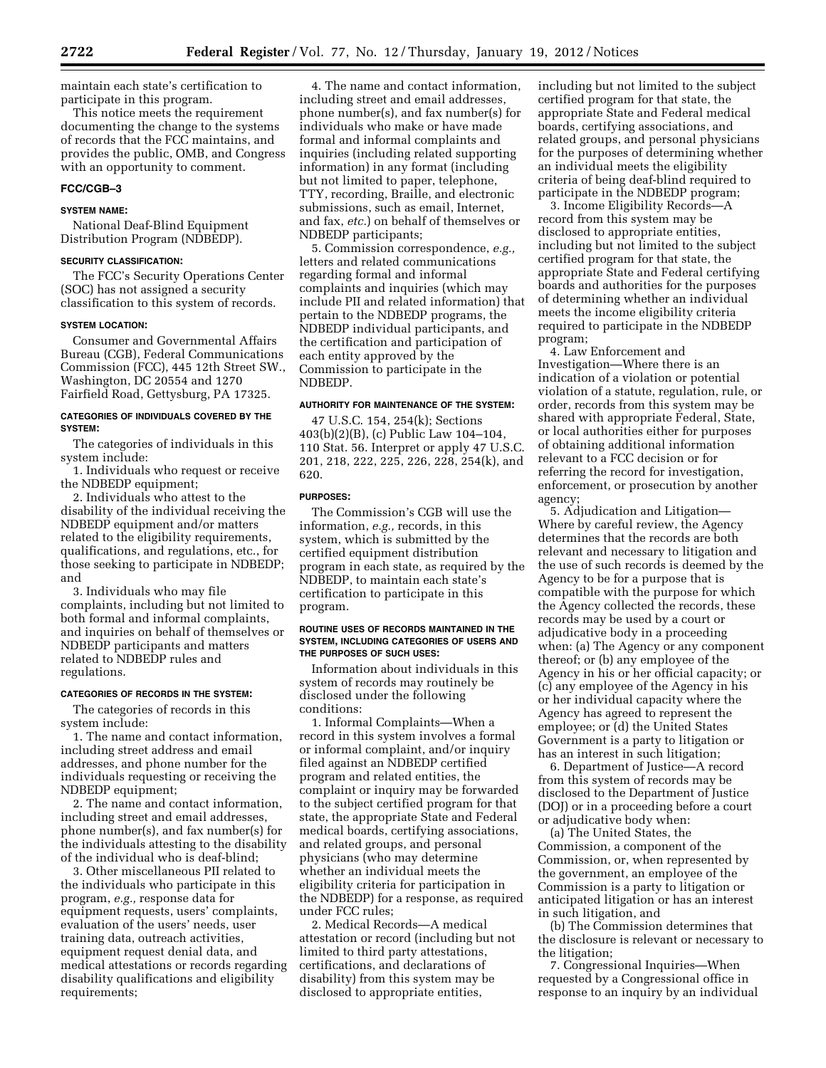maintain each state's certification to participate in this program.

This notice meets the requirement documenting the change to the systems of records that the FCC maintains, and provides the public, OMB, and Congress with an opportunity to comment.

## FCC/CGB–3

### SYSTEM NAME:

National Deaf-Blind Equipment Distribution Program (NDBEDP).

### SECURITY CLASSIFICATION:

The FCC's Security Operations Center (SOC) has not assigned a security classification to this system of records.

### SYSTEM LOCATION:

Consumer and Governmental Affairs Bureau (CGB), Federal Communications Commission (FCC), 445 12th Street SW., Washington, DC 20554 and 1270 Fairfield Road, Gettysburg, PA 17325.

### CATEGORIES OF INDIVIDUALS COVERED BY THE SYSTEM:

The categories of individuals in this system include:

1. Individuals who request or receive the NDBEDP equipment;
2. Individuals who attest to the disability of the individual receiving the NDBEDP equipment and/or matters related to the eligibility requirements, qualifications, and regulations, etc., for those seeking to participate in NDBEDP; and
3. Individuals who may file complaints, including but not limited to both formal and informal complaints, and inquiries on behalf of themselves or NDBEDP participants and matters related to NDBEDP rules and regulations.

### CATEGORIES OF RECORDS IN THE SYSTEM:

The categories of records in this system include:

1. The name and contact information, including street address and email addresses, and phone number for the individuals requesting or receiving the NDBEDP equipment;
2. The name and contact information, including street and email addresses, phone number(s), and fax number(s) for the individuals attesting to the disability of the individual who is deaf-blind;
3. Other miscellaneous PII related to the individuals who participate in this program, *e.g.,* response data for equipment requests, users' complaints, evaluation of the users' needs, user training data, outreach activities, equipment request denial data, and medical attestations or records regarding disability qualifications and eligibility requirements;
4. The name and contact information, including street and email addresses, phone number(s), and fax number(s) for individuals who make or have made formal and informal complaints and inquiries (including related supporting information) in any format (including but not limited to paper, telephone, TTY, recording, Braille, and electronic submissions, such as email, Internet, and fax, *etc.*) on behalf of themselves or NDBEDP participants;
5. Commission correspondence, *e.g.,* letters and related communications regarding formal and informal complaints and inquiries (which may include PII and related information) that pertain to the NDBEDP programs, the NDBEDP individual participants, and the certification and participation of each entity approved by the Commission to participate in the NDBEDP.

### AUTHORITY FOR MAINTENANCE OF THE SYSTEM:

47 U.S.C. 154, 254(k); Sections 403(b)(2)(B), (c) Public Law 104–104, 110 Stat. 56. Interpret or apply 47 U.S.C. 201, 218, 222, 225, 226, 228, 254(k), and 620.

### PURPOSES:

The Commission's CGB will use the information, *e.g.,* records, in this system, which is submitted by the certified equipment distribution program in each state, as required by the NDBEDP, to maintain each state's certification to participate in this program.

### ROUTINE USES OF RECORDS MAINTAINED IN THE SYSTEM, INCLUDING CATEGORIES OF USERS AND THE PURPOSES OF SUCH USES:

Information about individuals in this system of records may routinely be disclosed under the following conditions:

1. Informal Complaints—When a record in this system involves a formal or informal complaint, and/or inquiry filed against an NDBEDP certified program and related entities, the complaint or inquiry may be forwarded to the subject certified program for that state, the appropriate State and Federal medical boards, certifying associations, and related groups, and personal physicians (who may determine whether an individual meets the eligibility criteria for participation in the NDBEDP) for a response, as required under FCC rules;
2. Medical Records—A medical attestation or record (including but not limited to third party attestations, certifications, and declarations of disability) from this system may be disclosed to appropriate entities, including but not limited to the subject certified program for that state, the appropriate State and Federal medical boards, certifying associations, and related groups, and personal physicians for the purposes of determining whether an individual meets the eligibility criteria of being deaf-blind required to participate in the NDBEDP program;
3. Income Eligibility Records—A record from this system may be disclosed to appropriate entities, including but not limited to the subject certified program for that state, the appropriate State and Federal certifying boards and authorities for the purposes of determining whether an individual meets the income eligibility criteria required to participate in the NDBEDP program;
4. Law Enforcement and Investigation—Where there is an indication of a violation or potential violation of a statute, regulation, rule, or order, records from this system may be shared with appropriate Federal, State, or local authorities either for purposes of obtaining additional information relevant to a FCC decision or for referring the record for investigation, enforcement, or prosecution by another agency;
5. Adjudication and Litigation—Where by careful review, the Agency determines that the records are both relevant and necessary to litigation and the use of such records is deemed by the Agency to be for a purpose that is compatible with the purpose for which the Agency collected the records, these records may be used by a court or adjudicative body in a proceeding when: (a) The Agency or any component thereof; or (b) any employee of the Agency in his or her official capacity; or (c) any employee of the Agency in his or her individual capacity where the Agency has agreed to represent the employee; or (d) the United States Government is a party to litigation or has an interest in such litigation;
6. Department of Justice—A record from this system of records may be disclosed to the Department of Justice (DOJ) or in a proceeding before a court or adjudicative body when:

   (a) The United States, the Commission, a component of the Commission, or, when represented by the government, an employee of the Commission is a party to litigation or anticipated litigation or has an interest in such litigation, and

   (b) The Commission determines that the disclosure is relevant or necessary to the litigation;
7. Congressional Inquiries—When requested by a Congressional office in response to an inquiry by an individual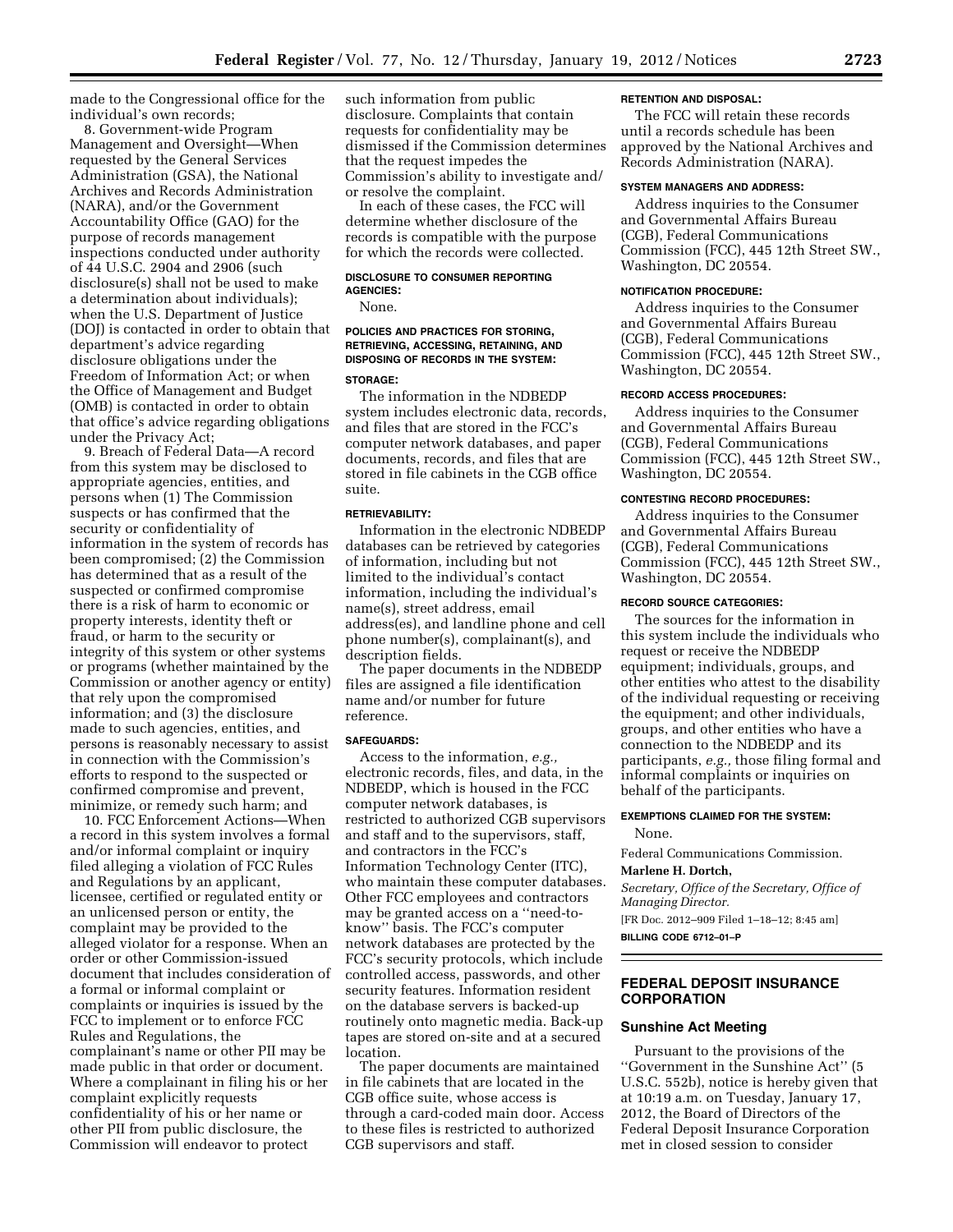made to the Congressional office for the individual's own records;

8. Government-wide Program Management and Oversight—When requested by the General Services Administration (GSA), the National Archives and Records Administration (NARA), and/or the Government Accountability Office (GAO) for the purpose of records management inspections conducted under authority of 44 U.S.C. 2904 and 2906 (such disclosure(s) shall not be used to make a determination about individuals); when the U.S. Department of Justice (DOJ) is contacted in order to obtain that department's advice regarding disclosure obligations under the Freedom of Information Act; or when the Office of Management and Budget (OMB) is contacted in order to obtain that office's advice regarding obligations under the Privacy Act;

9. Breach of Federal Data—A record from this system may be disclosed to appropriate agencies, entities, and persons when (1) The Commission suspects or has confirmed that the security or confidentiality of information in the system of records has been compromised; (2) the Commission has determined that as a result of the suspected or confirmed compromise there is a risk of harm to economic or property interests, identity theft or fraud, or harm to the security or integrity of this system or other systems or programs (whether maintained by the Commission or another agency or entity) that rely upon the compromised information; and (3) the disclosure made to such agencies, entities, and persons is reasonably necessary to assist in connection with the Commission's efforts to respond to the suspected or confirmed compromise and prevent, minimize, or remedy such harm; and

10. FCC Enforcement Actions—When a record in this system involves a formal and/or informal complaint or inquiry filed alleging a violation of FCC Rules and Regulations by an applicant, licensee, certified or regulated entity or an unlicensed person or entity, the complaint may be provided to the alleged violator for a response. When an order or other Commission-issued document that includes consideration of a formal or informal complaint or complaints or inquiries is issued by the FCC to implement or to enforce FCC Rules and Regulations, the complainant's name or other PII may be made public in that order or document. Where a complainant in filing his or her complaint explicitly requests confidentiality of his or her name or other PII from public disclosure, the Commission will endeavor to protect such information from public disclosure. Complaints that contain requests for confidentiality may be dismissed if the Commission determines that the request impedes the Commission's ability to investigate and/or resolve the complaint.

In each of these cases, the FCC will determine whether disclosure of the records is compatible with the purpose for which the records were collected.

#### DISCLOSURE TO CONSUMER REPORTING AGENCIES:

None.

#### POLICIES AND PRACTICES FOR STORING, RETRIEVING, ACCESSING, RETAINING, AND DISPOSING OF RECORDS IN THE SYSTEM:

#### STORAGE:

The information in the NDBEDP system includes electronic data, records, and files that are stored in the FCC's computer network databases, and paper documents, records, and files that are stored in file cabinets in the CGB office suite.

#### RETRIEVABILITY:

Information in the electronic NDBEDP databases can be retrieved by categories of information, including but not limited to the individual's contact information, including the individual's name(s), street address, email address(es), and landline phone and cell phone number(s), complainant(s), and description fields.

The paper documents in the NDBEDP files are assigned a file identification name and/or number for future reference.

#### SAFEGUARDS:

Access to the information, *e.g.,* electronic records, files, and data, in the NDBEDP, which is housed in the FCC computer network databases, is restricted to authorized CGB supervisors and staff and to the supervisors, staff, and contractors in the FCC's Information Technology Center (ITC), who maintain these computer databases. Other FCC employees and contractors may be granted access on a ''need-to-know'' basis. The FCC's computer network databases are protected by the FCC's security protocols, which include controlled access, passwords, and other security features. Information resident on the database servers is backed-up routinely onto magnetic media. Back-up tapes are stored on-site and at a secured location.

The paper documents are maintained in file cabinets that are located in the CGB office suite, whose access is through a card-coded main door. Access to these files is restricted to authorized CGB supervisors and staff.

#### RETENTION AND DISPOSAL:

The FCC will retain these records until a records schedule has been approved by the National Archives and Records Administration (NARA).

#### SYSTEM MANAGERS AND ADDRESS:

Address inquiries to the Consumer and Governmental Affairs Bureau (CGB), Federal Communications Commission (FCC), 445 12th Street SW., Washington, DC 20554.

#### NOTIFICATION PROCEDURE:

Address inquiries to the Consumer and Governmental Affairs Bureau (CGB), Federal Communications Commission (FCC), 445 12th Street SW., Washington, DC 20554.

#### RECORD ACCESS PROCEDURES:

Address inquiries to the Consumer and Governmental Affairs Bureau (CGB), Federal Communications Commission (FCC), 445 12th Street SW., Washington, DC 20554.

#### CONTESTING RECORD PROCEDURES:

Address inquiries to the Consumer and Governmental Affairs Bureau (CGB), Federal Communications Commission (FCC), 445 12th Street SW., Washington, DC 20554.

#### RECORD SOURCE CATEGORIES:

The sources for the information in this system include the individuals who request or receive the NDBEDP equipment; individuals, groups, and other entities who attest to the disability of the individual requesting or receiving the equipment; and other individuals, groups, and other entities who have a connection to the NDBEDP and its participants, *e.g.,* those filing formal and informal complaints or inquiries on behalf of the participants.

#### EXEMPTIONS CLAIMED FOR THE SYSTEM:

None.

Federal Communications Commission.

**Marlene H. Dortch,**

*Secretary, Office of the Secretary, Office of Managing Director.*

[FR Doc. 2012–909 Filed 1–18–12; 8:45 am]

**BILLING CODE 6712–01–P**

## FEDERAL DEPOSIT INSURANCE CORPORATION

### Sunshine Act Meeting

Pursuant to the provisions of the ''Government in the Sunshine Act'' (5 U.S.C. 552b), notice is hereby given that at 10:19 a.m. on Tuesday, January 17, 2012, the Board of Directors of the Federal Deposit Insurance Corporation met in closed session to consider